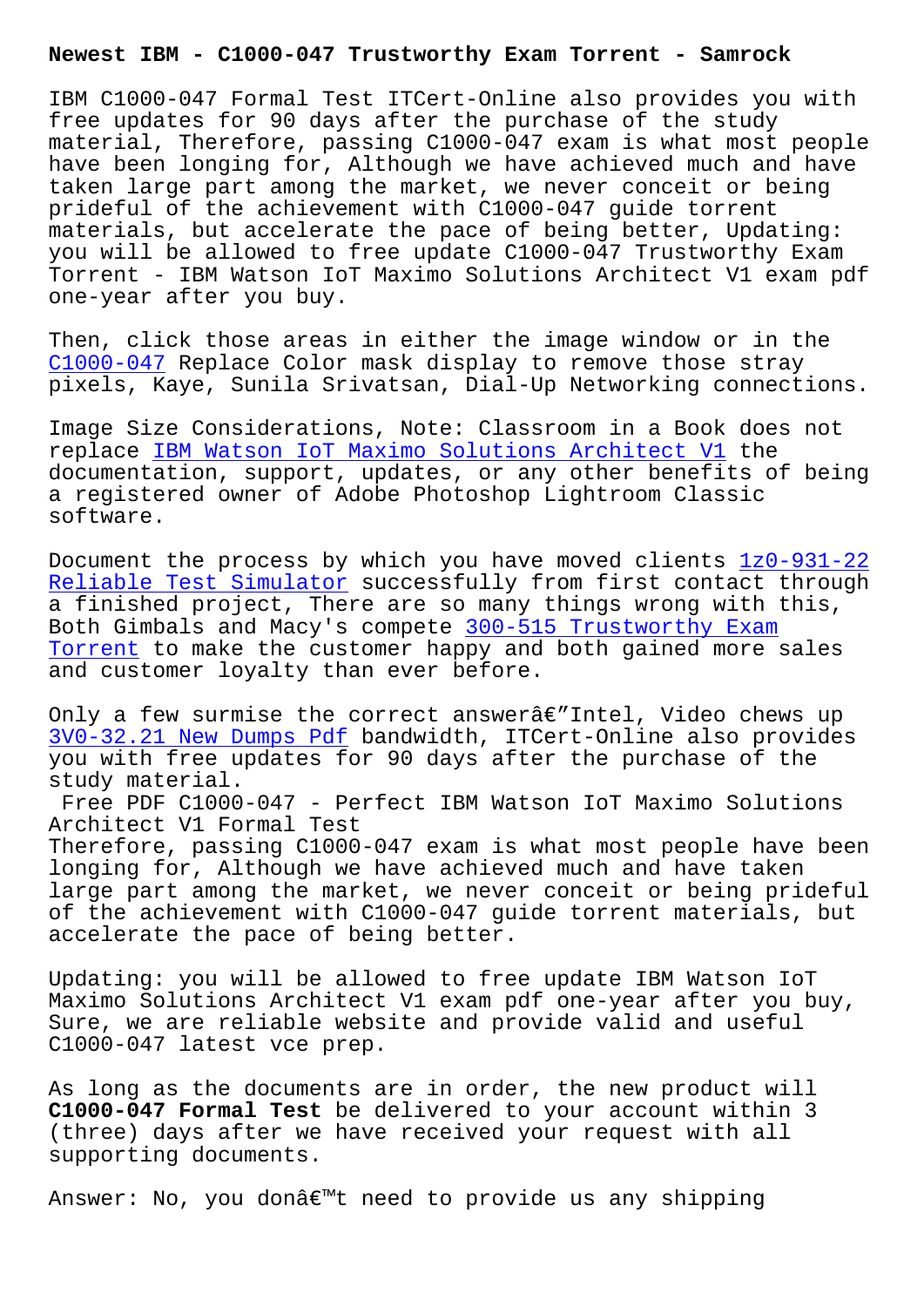# Newest IBM - C1000-047 Trustworthy Exam Torrent - Samrock

IBM C1000-047 Formal Test ITCert-Online also provides you with free updates for 90 days after the purchase of the study material, Therefore, passing C1000-047 exam is what most people have been longing for, Although we have achieved much and have taken large part among the market, we never conceit or being prideful of the achievement with C1000-047 guide torrent materials, but accelerate the pace of being better, Updating: you will be allowed to free update C1000-047 Trustworthy Exam Torrent - IBM Watson IoT Maximo Solutions Architect V1 exam pdf one-year after you buy.

Then, click those areas in either the image window or in the C1000-047 Replace Color mask display to remove those stray pixels, Kaye, Sunila Srivatsan, Dial-Up Networking connections.

Image Size Considerations, Note: Classroom in a Book does not replace IBM Watson IoT Maximo Solutions Architect V1 the documentation, support, updates, or any other benefits of being a registered owner of Adobe Photoshop Lightroom Classic software.

Document the process by which you have moved clients 1z0-931-22 Reliable Test Simulator successfully from first contact through a finished project, There are so many things wrong with this, Both Gimbals and Macy's compete 300-515 Trustworthy Exam Torrent to make the customer happy and both gained more sales and customer loyalty than ever before.

Only a few surmise the correct answerâ€"Intel, Video chews up 3V0-32.21 New Dumps Pdf bandwidth, ITCert-Online also provides you with free updates for 90 days after the purchase of the study material.

## Free PDF C1000-047 - Perfect IBM Watson IoT Maximo Solutions Architect V1 Formal Test

Therefore, passing C1000-047 exam is what most people have been longing for, Although we have achieved much and have taken large part among the market, we never conceit or being prideful of the achievement with C1000-047 guide torrent materials, but accelerate the pace of being better.

Updating: you will be allowed to free update IBM Watson IoT Maximo Solutions Architect V1 exam pdf one-year after you buy, Sure, we are reliable website and provide valid and useful C1000-047 latest vce prep.

As long as the documents are in order, the new product will **C1000-047 Formal Test** be delivered to your account within 3 (three) days after we have received your request with all supporting documents.

Answer: No, you donâ€™t need to provide us any shipping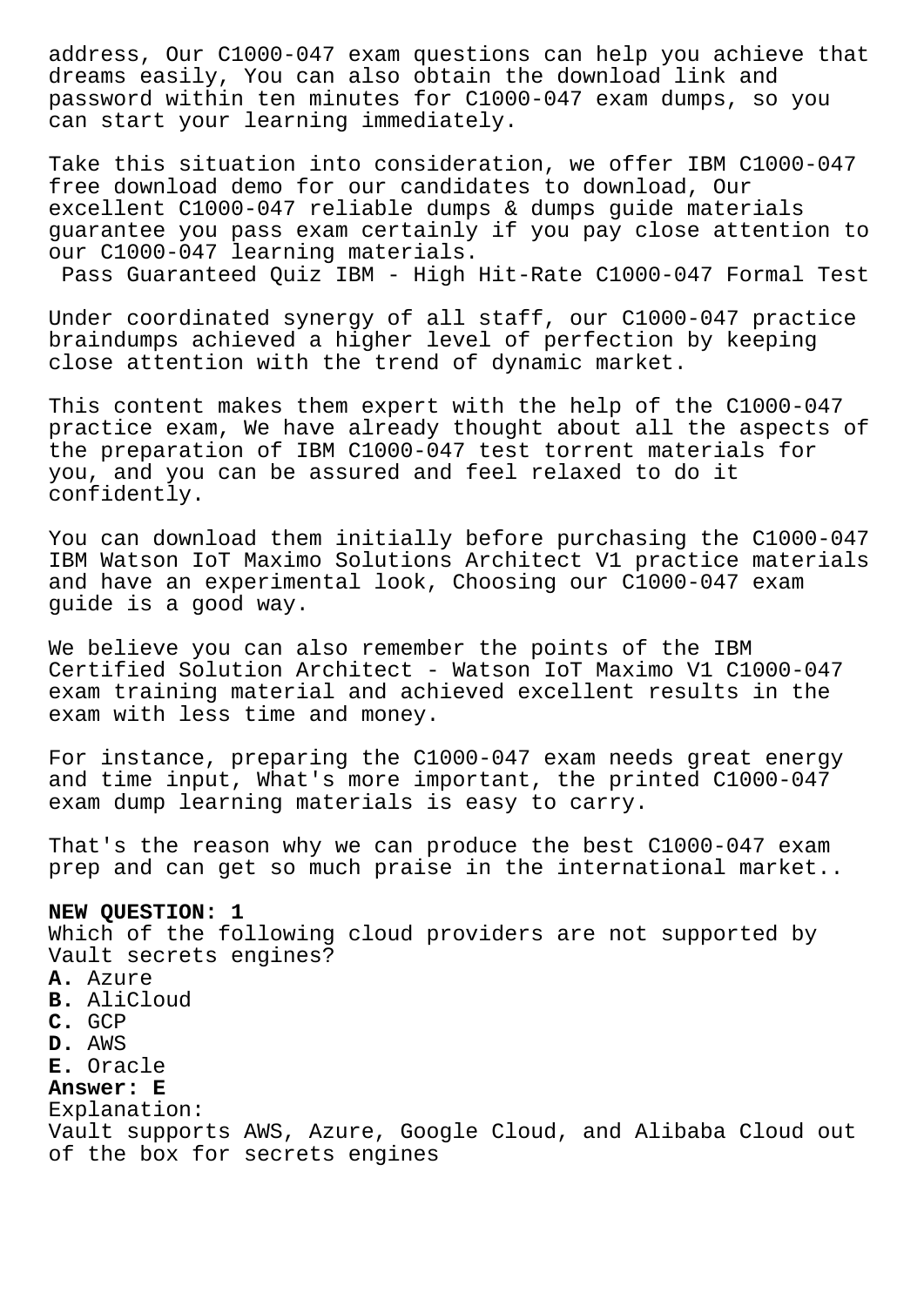address, Our C1000-047 exam questions can help you achieve that dreams easily, You can also obtain the download link and password within ten minutes for C1000-047 exam dumps, so you can start your learning immediately.

Take this situation into consideration, we offer IBM C1000-047 free download demo for our candidates to download, Our excellent C1000-047 reliable dumps & dumps guide materials guarantee you pass exam certainly if you pay close attention to our C1000-047 learning materials.

Pass Guaranteed Quiz IBM - High Hit-Rate C1000-047 Formal Test

Under coordinated synergy of all staff, our C1000-047 practice braindumps achieved a higher level of perfection by keeping close attention with the trend of dynamic market.

This content makes them expert with the help of the C1000-047 practice exam, We have already thought about all the aspects of the preparation of IBM C1000-047 test torrent materials for you, and you can be assured and feel relaxed to do it confidently.

You can download them initially before purchasing the C1000-047 IBM Watson IoT Maximo Solutions Architect V1 practice materials and have an experimental look, Choosing our C1000-047 exam guide is a good way.

We believe you can also remember the points of the IBM Certified Solution Architect - Watson IoT Maximo V1 C1000-047 exam training material and achieved excellent results in the exam with less time and money.

For instance, preparing the C1000-047 exam needs great energy and time input, What's more important, the printed C1000-047 exam dump learning materials is easy to carry.

That's the reason why we can produce the best C1000-047 exam prep and can get so much praise in the international market..

**NEW QUESTION: 1**
Which of the following cloud providers are not supported by Vault secrets engines?
**A.** Azure
**B.** AliCloud
**C.** GCP
**D.** AWS
**E.** Oracle
**Answer: E**
Explanation:
Vault supports AWS, Azure, Google Cloud, and Alibaba Cloud out of the box for secrets engines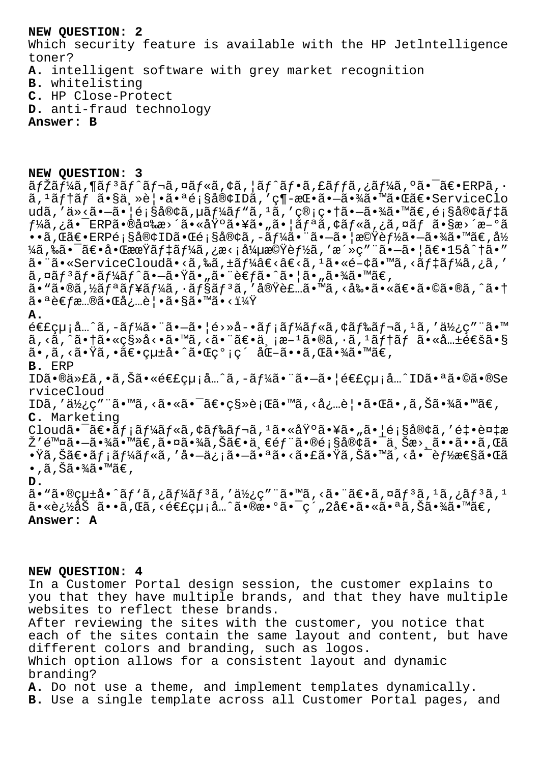**NEW QUESTION: 2**

Which security feature is available with the HP JetIntelligence toner?

**A.** intelligent software with grey market recognition
**B.** whitelisting
**C.** HP Close-Protect
**D.** anti-fraud technology

**Answer: B**

**NEW QUESTION: 3**

ãƒŽãƒ¼ã,¶ãƒ³ãƒˆãƒ¬ã,¤ãƒ«ã,¢ã,¦ãƒˆãƒ•ã,£ãƒƒã,¿ãƒ¼ã,ºã•¯ã€•ERPã,·ã,¹ãƒ†ãƒ ã•§ä¸»è¦•ã•ªé¡§å®¢IDã,'ç¶-æŒ•ã•—ã•¾ã•™ã•Œã€•ServiceCloudã,'ä»‹ã•—ã•¦é¡§å®¢ã,µãƒ¼ãƒ"ã,¹ã,'ç®¡ç•†ã•—ã•¾ã•™ã€,é¡§å®¢ãƒ‡ãƒ¼ã,¿ã•¯ERPã•®å¤‰æ›´ã•«åŸºã•¥ã•"ã•¦ãƒªã,¢ãƒ«ã,¿ã,¤ãƒ ã•§æ›´æ–°ã••ã,Œã€•ERPé¡§å®¢IDã•Œé¡§å®¢ã,-ãƒ¼ã•¨ã•—ã•¦æ©Ÿèƒ½ã•—ã•¾ã•™ã€,å½¼ã,‰ã•¯ã€•å•ŒæœŸãƒ‡ãƒ¼ã,¿æ‹¡å¼µæ©Ÿèƒ½ã,'æ´»ç"¨ã•—ã•¦ã€•15å^†ã•"ã•¨ã•«ServiceCloudã•‹ã,‰ã,±ãƒ¼ã€‹ã€‹ã,¹ã•«é–¢ã•™ã,‹ãƒ‡ãƒ¼ã,¿ã,'ã,¤ãƒ³ãƒ•ãƒ¼ãƒˆã•—ã•Ÿã•"ã•¨è€ƒã•ˆã•¦ã•"ã•¾ã•™ã€,
ã•"ã•®ã,½ãƒªãƒ¥ãƒ¼ã,·ãƒ§ãƒ³ã,'实装ã•™ã,‹å‰•ã•«ã€•ã•©ã•®ã,^ã•†ã•ªè€ƒæ…®ã•Œå¿…è¦•ã•§ã•™ã•‹ï¼Ÿ

**A.**
連絡å…^ã,-ãƒ¼ã•¨ã•—ã•¦é›»å•ãƒ¡ãƒ¼ãƒ«ã,¢ãƒ‰ãƒ¬ã,¹ã,'ä½¿ç"¨ã•™ã,‹ã,^ã•†ã•«ç§»å‹•ã•™ã,‹ã•¨ã€•ä¸¡æ–¹ã•®ã,·ã,¹ãƒ†ãƒ ã•«å…±é€šã•§ã•,ã,‹ã•Ÿã,•ã€•çµ±å•ˆã•Œç°¡ç´ åŒ–ã••ã,Œã•¾ã•™ã€,

**B.** ERP
IDã•®ä»£ã,•ã,Šã•«é€£çµ¡å…ˆã,-ãƒ¼ã•¨ã•—ã•¦é€£çµ¡å…ˆIDã•ªã•©ã•®ServiceCloud
IDã,'ä½¿ç"¨ã•™ã,‹ã•«ã•¯ã€•ç§»è¡Œã•™ã,‹å¿…è¦•ã•Œã•,ã,Šã•¾ã•™ã€,

**C.** Marketing
Cloudã•¯ã€•ãƒ¡ãƒ¼ãƒ«ã,¢ãƒ‰ãƒ¬ã,¹ã•«åŸºã•¥ã•"ã•¦é¡§å®¢ã,'é‡•è¤‡æŽ'除ã•—ã•¾ã•™ã€,ã•¤ã•¾ã,Šã€•ä¸€éƒ¨ã•®é¡§å®¢ã•¯ä¸Šæ›¸ã••ã••ã,Œã•Ÿã,Šã€•ãƒ¡ãƒ¼ãƒ«ã,'å•—ä¿¡ã•—ã•ªã•‹ã•£ã•Ÿã,Šã•™ã,‹å•¯èƒ½æ€§ã•Œã•,ã,Šã•¾ã•™ã€,

**D.**
ã•"ã•®çµ±å•ˆãƒ'ã,¿ãƒ¼ãƒ³ã,'ä½¿ç"¨ã•™ã,‹ã•¨ã€•ã,¤ãƒ³ã,¹ã,¿ãƒ³ã,¹ã•«è¿½åŠ ã••ã,Œã,‹é€£çµ¡å…ˆã•®æ•°ã•¯ç´„2å€•ã•«ã•ªã,Šã•¾ã•™ã€,

**Answer: A**

**NEW QUESTION: 4**

In a Customer Portal design session, the customer explains to you that they have multiple brands, and that they have multiple websites to reflect these brands.
After reviewing the sites with the customer, you notice that each of the sites contain the same layout and content, but have different colors and branding, such as logos.
Which option allows for a consistent layout and dynamic branding?

**A.** Do not use a theme, and implement templates dynamically.
**B.** Use a single template across all Customer Portal pages, and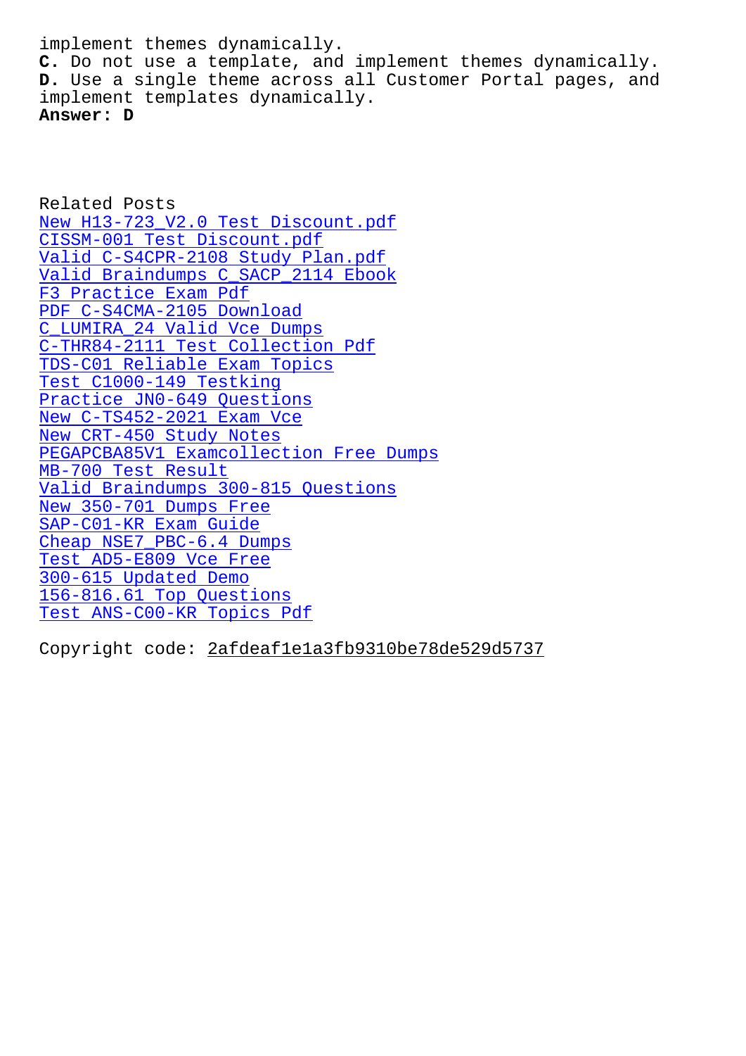implement themes dynamically.
**C.** Do not use a template, and implement themes dynamically.
**D.** Use a single theme across all Customer Portal pages, and implement templates dynamically.
**Answer: D**

Related Posts
New H13-723_V2.0 Test Discount.pdf
CISSM-001 Test Discount.pdf
Valid C-S4CPR-2108 Study Plan.pdf
Valid Braindumps C_SACP_2114 Ebook
F3 Practice Exam Pdf
PDF C-S4CMA-2105 Download
C_LUMIRA_24 Valid Vce Dumps
C-THR84-2111 Test Collection Pdf
TDS-C01 Reliable Exam Topics
Test C1000-149 Testking
Practice JN0-649 Questions
New C-TS452-2021 Exam Vce
New CRT-450 Study Notes
PEGAPCBA85V1 Examcollection Free Dumps
MB-700 Test Result
Valid Braindumps 300-815 Questions
New 350-701 Dumps Free
SAP-C01-KR Exam Guide
Cheap NSE7_PBC-6.4 Dumps
Test AD5-E809 Vce Free
300-615 Updated Demo
156-816.61 Top Questions
Test ANS-C00-KR Topics Pdf

Copyright code: 2afdeaf1e1a3fb9310be78de529d5737